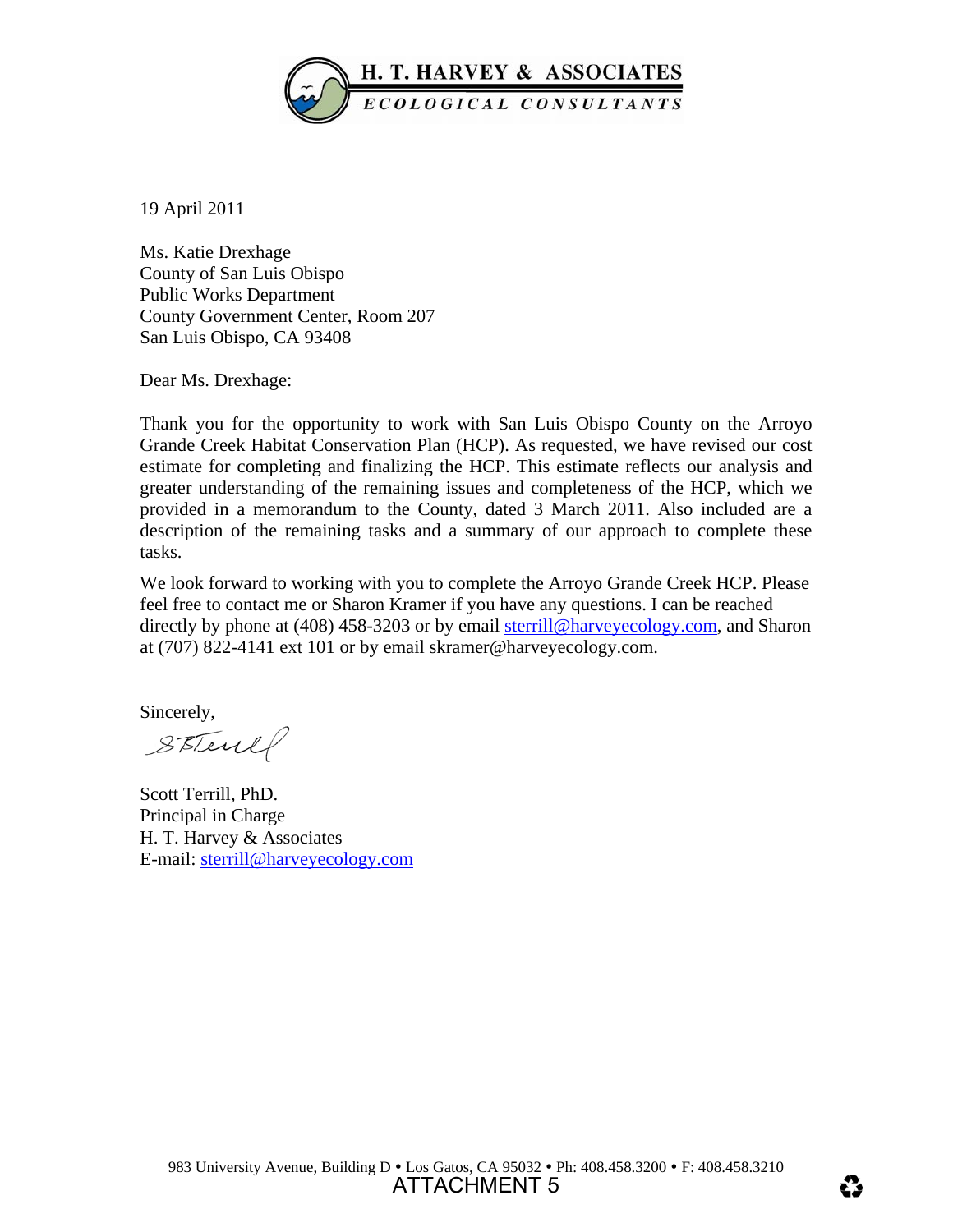**H. T. HARVEY & ASSOCIATES**

*ECOLOGICAL CONSULTANTS*

19 April 2011

Ms. Katie Drexhage
County of San Luis Obispo
Public Works Department
County Government Center, Room 207
San Luis Obispo, CA 93408

Dear Ms. Drexhage:

Thank you for the opportunity to work with San Luis Obispo County on the Arroyo Grande Creek Habitat Conservation Plan (HCP). As requested, we have revised our cost estimate for completing and finalizing the HCP. This estimate reflects our analysis and greater understanding of the remaining issues and completeness of the HCP, which we provided in a memorandum to the County, dated 3 March 2011. Also included are a description of the remaining tasks and a summary of our approach to complete these tasks.

We look forward to working with you to complete the Arroyo Grande Creek HCP. Please feel free to contact me or Sharon Kramer if you have any questions. I can be reached directly by phone at (408) 458-3203 or by email sterrill@harveyecology.com, and Sharon at (707) 822-4141 ext 101 or by email skramer@harveyecology.com.

Sincerely,

Scott Terrill, PhD.
Principal in Charge
H. T. Harvey & Associates
E-mail: sterrill@harveyecology.com

983 University Avenue, Building D • Los Gatos, CA 95032 • Ph: 408.458.3200 • F: 408.458.3210

ATTACHMENT 5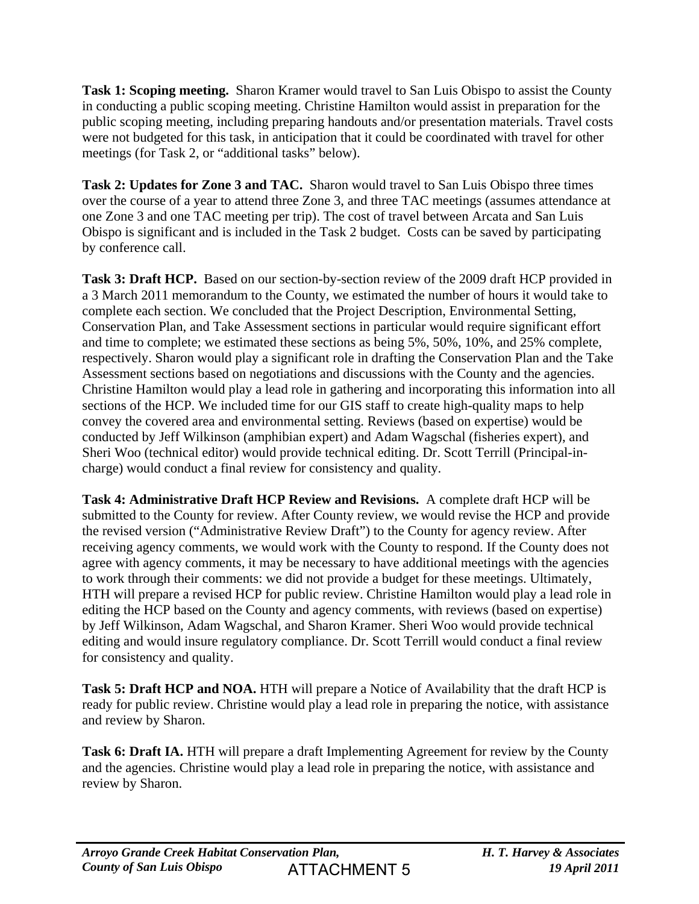**Task 1: Scoping meeting.** Sharon Kramer would travel to San Luis Obispo to assist the County in conducting a public scoping meeting. Christine Hamilton would assist in preparation for the public scoping meeting, including preparing handouts and/or presentation materials. Travel costs were not budgeted for this task, in anticipation that it could be coordinated with travel for other meetings (for Task 2, or "additional tasks" below).

**Task 2: Updates for Zone 3 and TAC.** Sharon would travel to San Luis Obispo three times over the course of a year to attend three Zone 3, and three TAC meetings (assumes attendance at one Zone 3 and one TAC meeting per trip). The cost of travel between Arcata and San Luis Obispo is significant and is included in the Task 2 budget. Costs can be saved by participating by conference call.

**Task 3: Draft HCP.** Based on our section-by-section review of the 2009 draft HCP provided in a 3 March 2011 memorandum to the County, we estimated the number of hours it would take to complete each section. We concluded that the Project Description, Environmental Setting, Conservation Plan, and Take Assessment sections in particular would require significant effort and time to complete; we estimated these sections as being 5%, 50%, 10%, and 25% complete, respectively. Sharon would play a significant role in drafting the Conservation Plan and the Take Assessment sections based on negotiations and discussions with the County and the agencies. Christine Hamilton would play a lead role in gathering and incorporating this information into all sections of the HCP. We included time for our GIS staff to create high-quality maps to help convey the covered area and environmental setting. Reviews (based on expertise) would be conducted by Jeff Wilkinson (amphibian expert) and Adam Wagschal (fisheries expert), and Sheri Woo (technical editor) would provide technical editing. Dr. Scott Terrill (Principal-in-charge) would conduct a final review for consistency and quality.

**Task 4: Administrative Draft HCP Review and Revisions.** A complete draft HCP will be submitted to the County for review. After County review, we would revise the HCP and provide the revised version ("Administrative Review Draft") to the County for agency review. After receiving agency comments, we would work with the County to respond. If the County does not agree with agency comments, it may be necessary to have additional meetings with the agencies to work through their comments: we did not provide a budget for these meetings. Ultimately, HTH will prepare a revised HCP for public review. Christine Hamilton would play a lead role in editing the HCP based on the County and agency comments, with reviews (based on expertise) by Jeff Wilkinson, Adam Wagschal, and Sharon Kramer. Sheri Woo would provide technical editing and would insure regulatory compliance. Dr. Scott Terrill would conduct a final review for consistency and quality.

**Task 5: Draft HCP and NOA.** HTH will prepare a Notice of Availability that the draft HCP is ready for public review. Christine would play a lead role in preparing the notice, with assistance and review by Sharon.

**Task 6: Draft IA.** HTH will prepare a draft Implementing Agreement for review by the County and the agencies. Christine would play a lead role in preparing the notice, with assistance and review by Sharon.

ATTACHMENT 5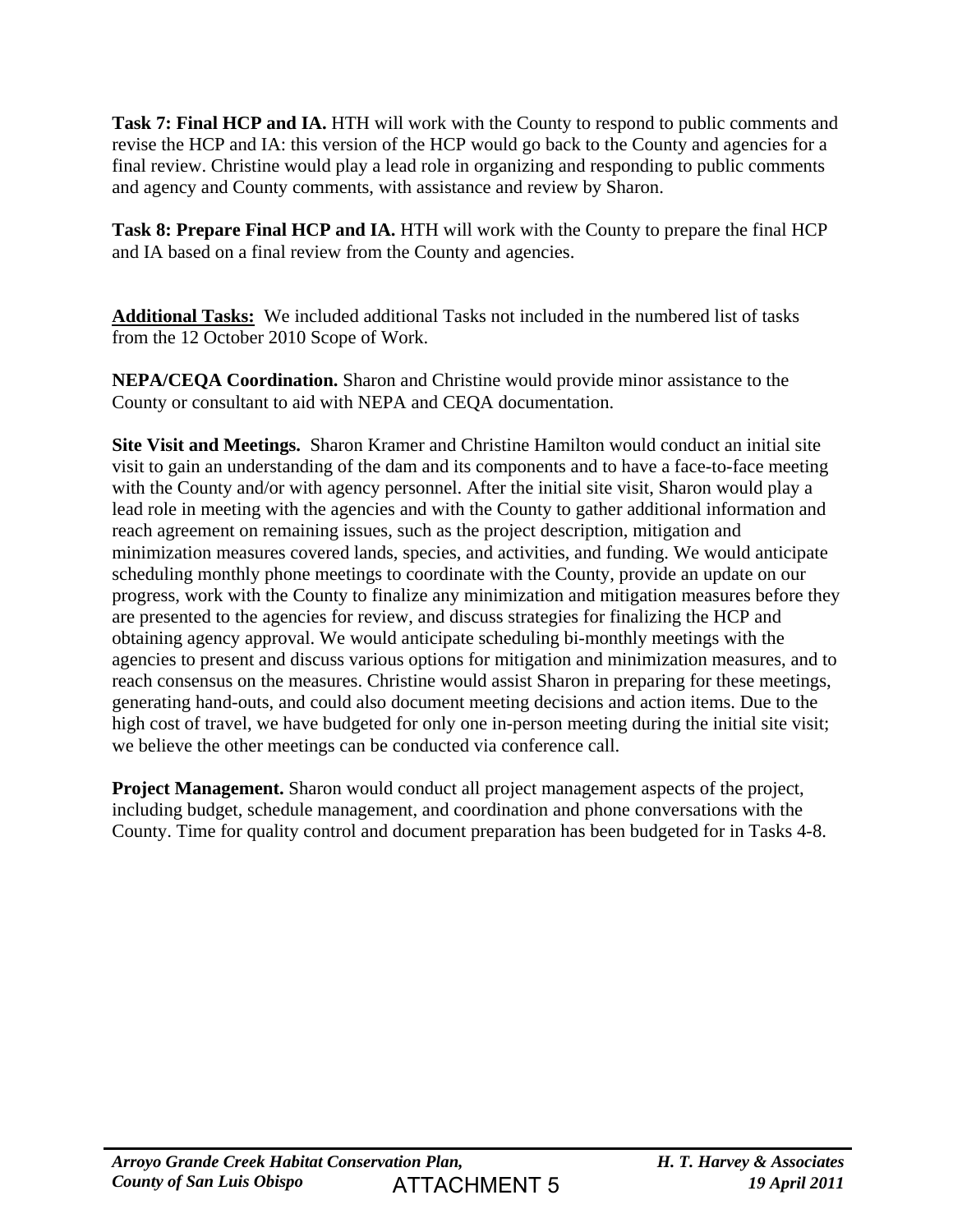**Task 7: Final HCP and IA.** HTH will work with the County to respond to public comments and revise the HCP and IA: this version of the HCP would go back to the County and agencies for a final review. Christine would play a lead role in organizing and responding to public comments and agency and County comments, with assistance and review by Sharon.

**Task 8: Prepare Final HCP and IA.** HTH will work with the County to prepare the final HCP and IA based on a final review from the County and agencies.

**Additional Tasks:** We included additional Tasks not included in the numbered list of tasks from the 12 October 2010 Scope of Work.

**NEPA/CEQA Coordination.** Sharon and Christine would provide minor assistance to the County or consultant to aid with NEPA and CEQA documentation.

**Site Visit and Meetings.** Sharon Kramer and Christine Hamilton would conduct an initial site visit to gain an understanding of the dam and its components and to have a face-to-face meeting with the County and/or with agency personnel. After the initial site visit, Sharon would play a lead role in meeting with the agencies and with the County to gather additional information and reach agreement on remaining issues, such as the project description, mitigation and minimization measures covered lands, species, and activities, and funding. We would anticipate scheduling monthly phone meetings to coordinate with the County, provide an update on our progress, work with the County to finalize any minimization and mitigation measures before they are presented to the agencies for review, and discuss strategies for finalizing the HCP and obtaining agency approval. We would anticipate scheduling bi-monthly meetings with the agencies to present and discuss various options for mitigation and minimization measures, and to reach consensus on the measures. Christine would assist Sharon in preparing for these meetings, generating hand-outs, and could also document meeting decisions and action items. Due to the high cost of travel, we have budgeted for only one in-person meeting during the initial site visit; we believe the other meetings can be conducted via conference call.

**Project Management.** Sharon would conduct all project management aspects of the project, including budget, schedule management, and coordination and phone conversations with the County. Time for quality control and document preparation has been budgeted for in Tasks 4-8.

ATTACHMENT 5